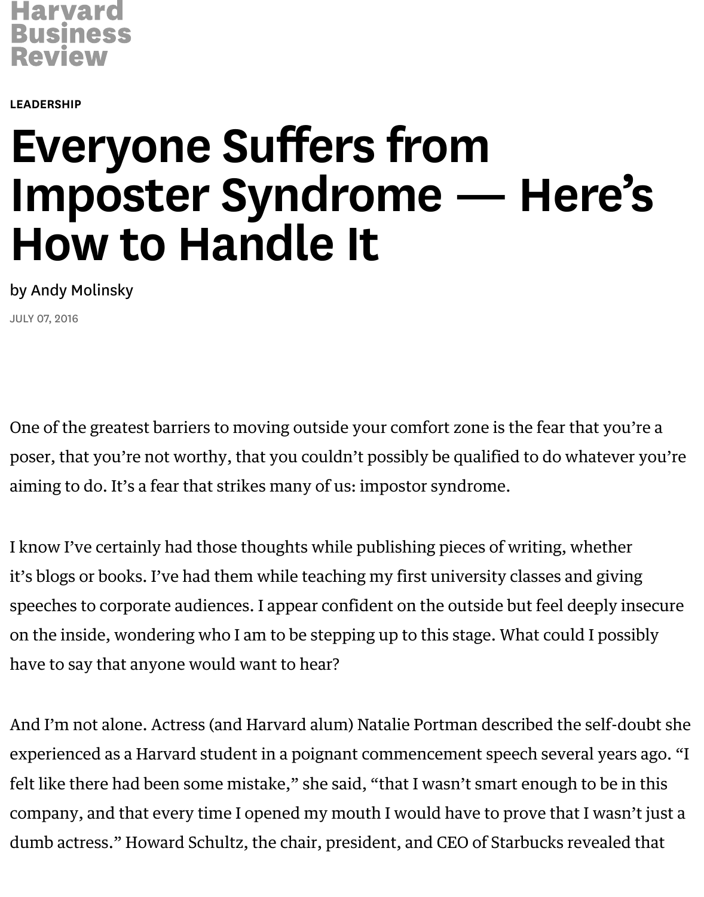Harvard Business Review

LEADERSHIP

# Everyone Suffers from Imposter Syndrome — Here's How to Handle It

by Andy Molinsky

JULY 07, 2016

One of the greatest barriers to moving outside your comfort zone is the fear that you're a poser, that you're not worthy, that you couldn't possibly be qualified to do whatever you're aiming to do. It's a fear that strikes many of us: impostor syndrome.

I know I've certainly had those thoughts while publishing pieces of writing, whether it's blogs or books. I've had them while teaching my first university classes and giving speeches to corporate audiences. I appear confident on the outside but feel deeply insecure on the inside, wondering who I am to be stepping up to this stage. What could I possibly have to say that anyone would want to hear?

And I'm not alone. Actress (and Harvard alum) Natalie Portman described the self-doubt she experienced as a Harvard student in a poignant commencement speech several years ago. "I felt like there had been some mistake," she said, "that I wasn't smart enough to be in this company, and that every time I opened my mouth I would have to prove that I wasn't just a dumb actress." Howard Schultz, the chair, president, and CEO of Starbucks revealed that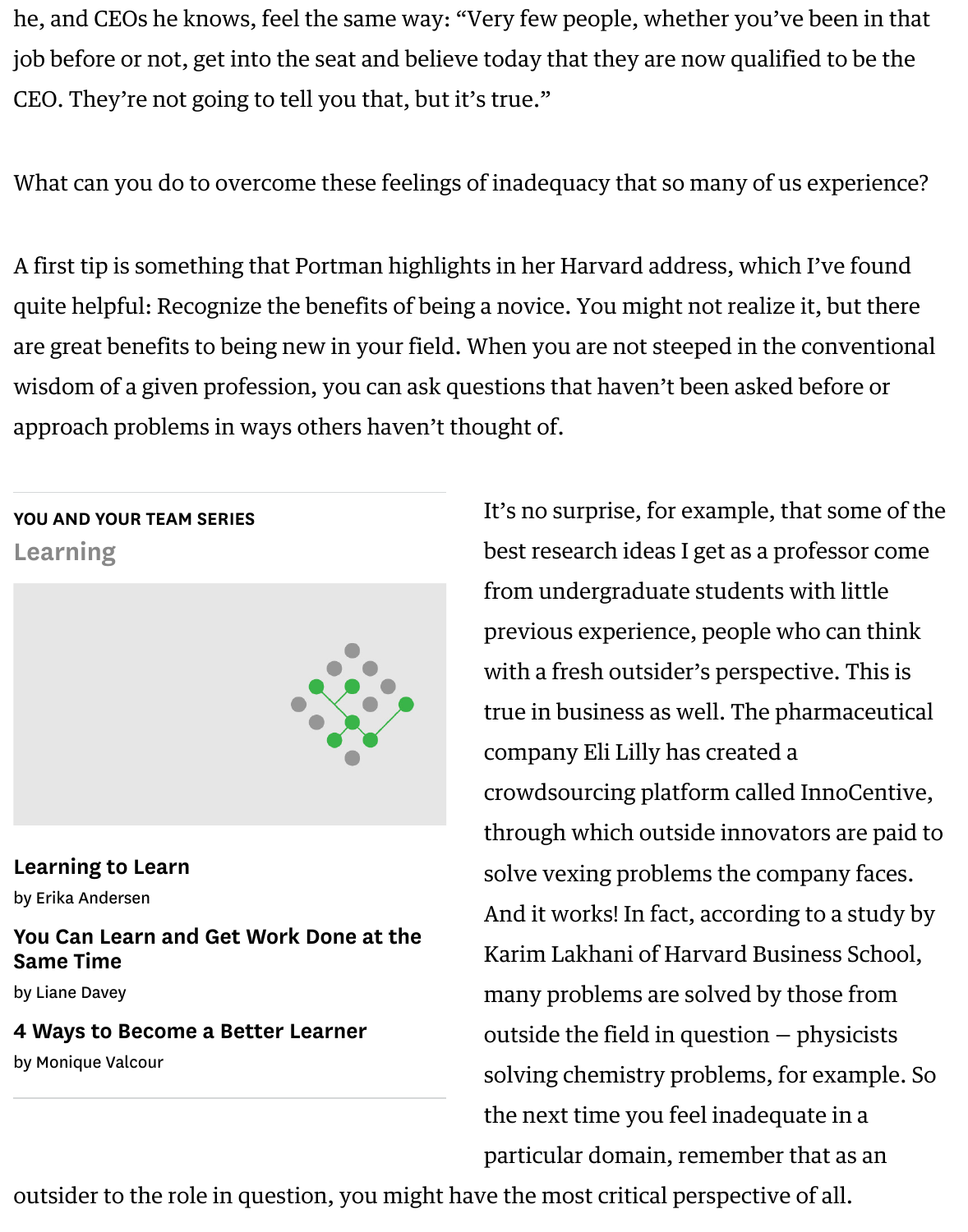he, and CEOs he knows, feel the same way: "Very few people, whether you've been in that job before or not, get into the seat and believe today that they are now qualified to be the CEO. They're not going to tell you that, but it's true."

What can you do to overcome these feelings of inadequacy that so many of us experience?

A first tip is something that Portman highlights in her Harvard address, which I've found quite helpful: Recognize the benefits of being a novice. You might not realize it, but there are great benefits to being new in your field. When you are not steeped in the conventional wisdom of a given profession, you can ask questions that haven't been asked before or approach problems in ways others haven't thought of.

It's no surprise, for example, that some of the best research ideas I get as a professor come from undergraduate students with little previous experience, people who can think with a fresh outsider's perspective. This is true in business as well. The pharmaceutical company Eli Lilly has created a crowdsourcing platform called InnoCentive, through which outside innovators are paid to solve vexing problems the company faces. And it works! In fact, according to a study by Karim Lakhani of Harvard Business School, many problems are solved by those from outside the field in question — physicists solving chemistry problems, for example. So the next time you feel inadequate in a particular domain, remember that as an outsider to the role in question, you might have the most critical perspective of all.

**YOU AND YOUR TEAM SERIES**

**Learning**

**Learning to Learn**
by Erika Andersen

**You Can Learn and Get Work Done at the Same Time**
by Liane Davey

**4 Ways to Become a Better Learner**
by Monique Valcour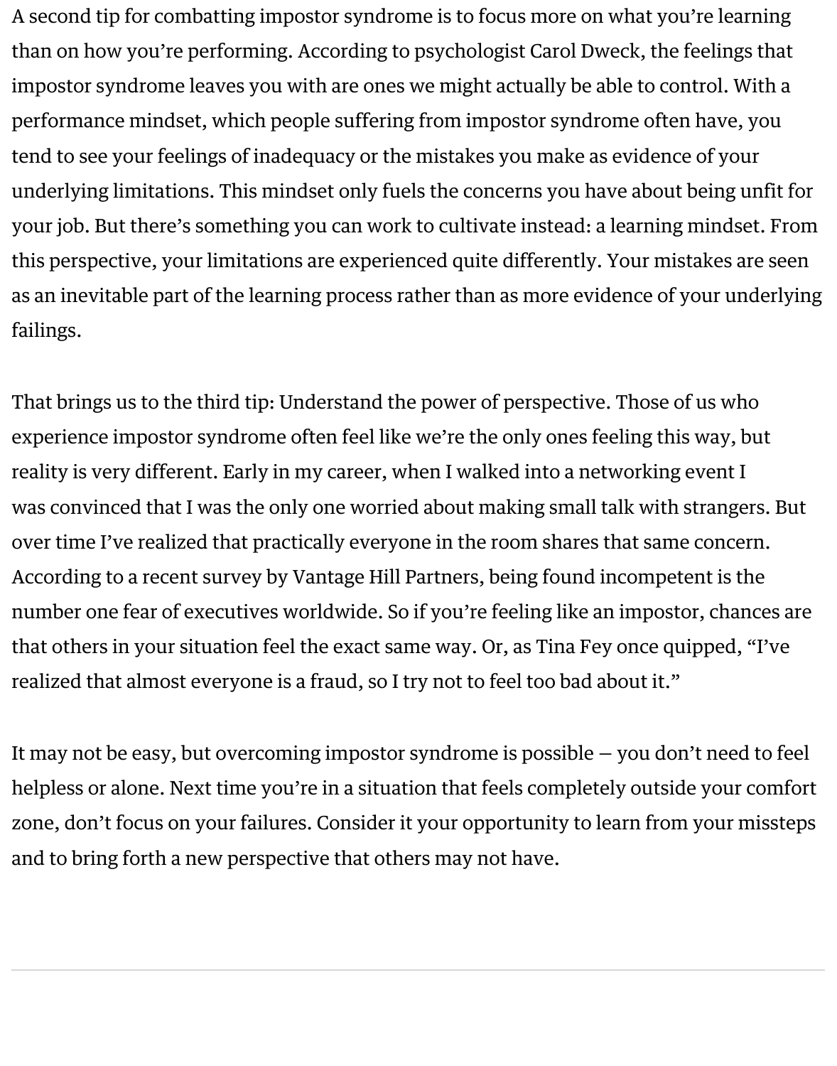A second tip for combatting impostor syndrome is to focus more on what you're learning than on how you're performing. According to psychologist Carol Dweck, the feelings that impostor syndrome leaves you with are ones we might actually be able to control. With a performance mindset, which people suffering from impostor syndrome often have, you tend to see your feelings of inadequacy or the mistakes you make as evidence of your underlying limitations. This mindset only fuels the concerns you have about being unfit for your job. But there's something you can work to cultivate instead: a learning mindset. From this perspective, your limitations are experienced quite differently. Your mistakes are seen as an inevitable part of the learning process rather than as more evidence of your underlying failings.

That brings us to the third tip: Understand the power of perspective. Those of us who experience impostor syndrome often feel like we're the only ones feeling this way, but reality is very different. Early in my career, when I walked into a networking event I was convinced that I was the only one worried about making small talk with strangers. But over time I've realized that practically everyone in the room shares that same concern. According to a recent survey by Vantage Hill Partners, being found incompetent is the number one fear of executives worldwide. So if you're feeling like an impostor, chances are that others in your situation feel the exact same way. Or, as Tina Fey once quipped, "I've realized that almost everyone is a fraud, so I try not to feel too bad about it."

It may not be easy, but overcoming impostor syndrome is possible — you don't need to feel helpless or alone. Next time you're in a situation that feels completely outside your comfort zone, don't focus on your failures. Consider it your opportunity to learn from your missteps and to bring forth a new perspective that others may not have.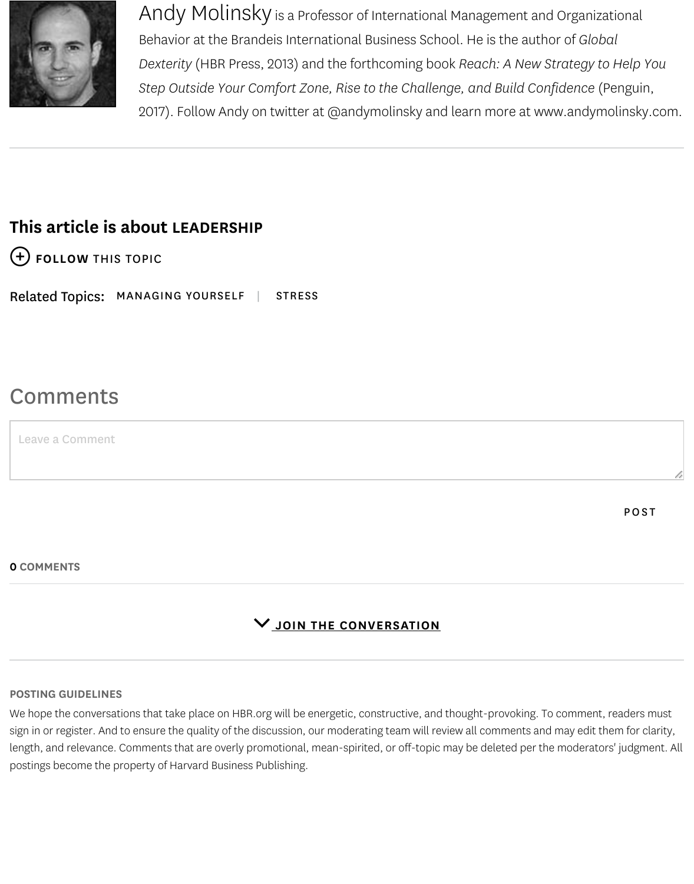**Andy Molinsky** is a Professor of International Management and Organizational Behavior at the Brandeis International Business School. He is the author of *Global Dexterity* (HBR Press, 2013) and the forthcoming book *Reach: A New Strategy to Help You Step Outside Your Comfort Zone, Rise to the Challenge, and Build Confidence* (Penguin, 2017). Follow Andy on twitter at @andymolinsky and learn more at www.andymolinsky.com.

---

**This article is about LEADERSHIP**

FOLLOW THIS TOPIC

Related Topics: MANAGING YOURSELF | STRESS

## Comments

Leave a Comment

POST

**0 COMMENTS**

JOIN THE CONVERSATION

**POSTING GUIDELINES**

We hope the conversations that take place on HBR.org will be energetic, constructive, and thought-provoking. To comment, readers must sign in or register. And to ensure the quality of the discussion, our moderating team will review all comments and may edit them for clarity, length, and relevance. Comments that are overly promotional, mean-spirited, or off-topic may be deleted per the moderators' judgment. All postings become the property of Harvard Business Publishing.